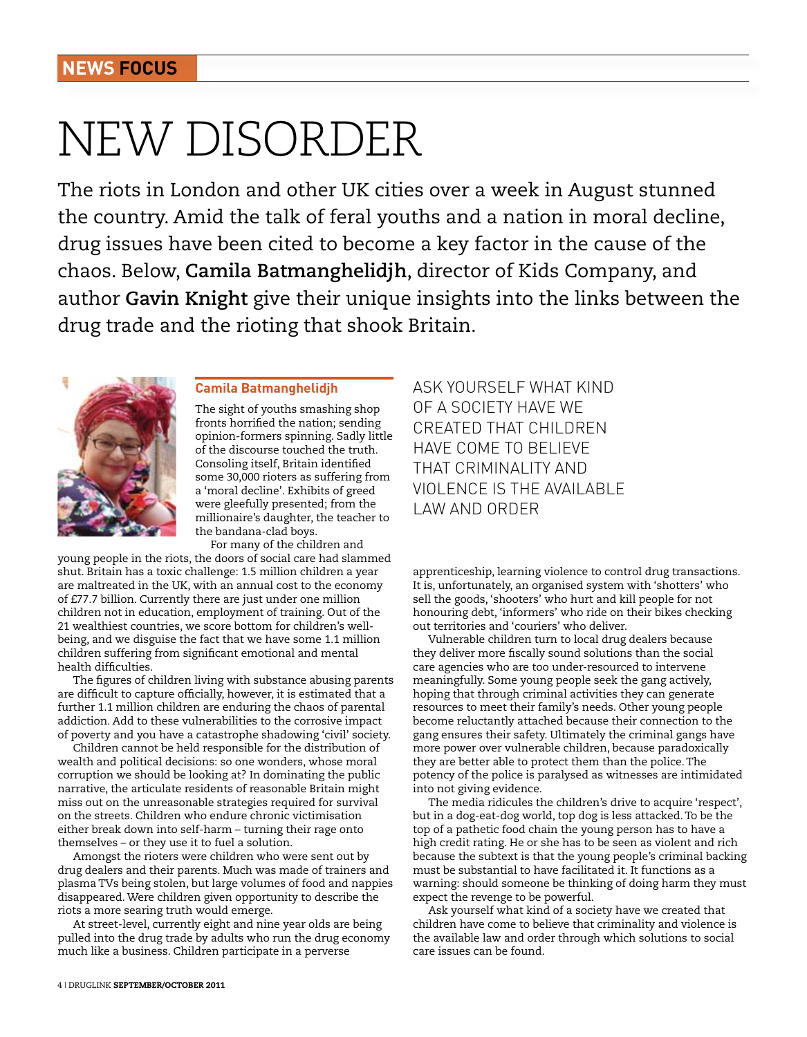NEWS FOCUS

# NEW DISORDER

The riots in London and other UK cities over a week in August stunned the country. Amid the talk of feral youths and a nation in moral decline, drug issues have been cited to become a key factor in the cause of the chaos. Below, **Camila Batmanghelidjh**, director of Kids Company, and author **Gavin Knight** give their unique insights into the links between the drug trade and the rioting that shook Britain.

## Camila Batmanghelidjh

The sight of youths smashing shop fronts horrified the nation; sending opinion-formers spinning. Sadly little of the discourse touched the truth. Consoling itself, Britain identified some 30,000 rioters as suffering from a 'moral decline'. Exhibits of greed were gleefully presented; from the millionaire's daughter, the teacher to the bandana-clad boys.

For many of the children and young people in the riots, the doors of social care had slammed shut. Britain has a toxic challenge: 1.5 million children a year are maltreated in the UK, with an annual cost to the economy of £77.7 billion. Currently there are just under one million children not in education, employment of training. Out of the 21 wealthiest countries, we score bottom for children's well-being, and we disguise the fact that we have some 1.1 million children suffering from significant emotional and mental health difficulties.

The figures of children living with substance abusing parents are difficult to capture officially, however, it is estimated that a further 1.1 million children are enduring the chaos of parental addiction. Add to these vulnerabilities to the corrosive impact of poverty and you have a catastrophe shadowing 'civil' society.

Children cannot be held responsible for the distribution of wealth and political decisions: so one wonders, whose moral corruption we should be looking at? In dominating the public narrative, the articulate residents of reasonable Britain might miss out on the unreasonable strategies required for survival on the streets. Children who endure chronic victimisation either break down into self-harm – turning their rage onto themselves – or they use it to fuel a solution.

Amongst the rioters were children who were sent out by drug dealers and their parents. Much was made of trainers and plasma TVs being stolen, but large volumes of food and nappies disappeared. Were children given opportunity to describe the riots a more searing truth would emerge.

At street-level, currently eight and nine year olds are being pulled into the drug trade by adults who run the drug economy much like a business. Children participate in a perverse apprenticeship, learning violence to control drug transactions. It is, unfortunately, an organised system with 'shotters' who sell the goods, 'shooters' who hurt and kill people for not honouring debt, 'informers' who ride on their bikes checking out territories and 'couriers' who deliver.

Vulnerable children turn to local drug dealers because they deliver more fiscally sound solutions than the social care agencies who are too under-resourced to intervene meaningfully. Some young people seek the gang actively, hoping that through criminal activities they can generate resources to meet their family's needs. Other young people become reluctantly attached because their connection to the gang ensures their safety. Ultimately the criminal gangs have more power over vulnerable children, because paradoxically they are better able to protect them than the police. The potency of the police is paralysed as witnesses are intimidated into not giving evidence.

The media ridicules the children's drive to acquire 'respect', but in a dog-eat-dog world, top dog is less attacked. To be the top of a pathetic food chain the young person has to have a high credit rating. He or she has to be seen as violent and rich because the subtext is that the young people's criminal backing must be substantial to have facilitated it. It functions as a warning: should someone be thinking of doing harm they must expect the revenge to be powerful.

Ask yourself what kind of a society have we created that children have come to believe that criminality and violence is the available law and order through which solutions to social care issues can be found.

ASK YOURSELF WHAT KIND OF A SOCIETY HAVE WE CREATED THAT CHILDREN HAVE COME TO BELIEVE THAT CRIMINALITY AND VIOLENCE IS THE AVAILABLE LAW AND ORDER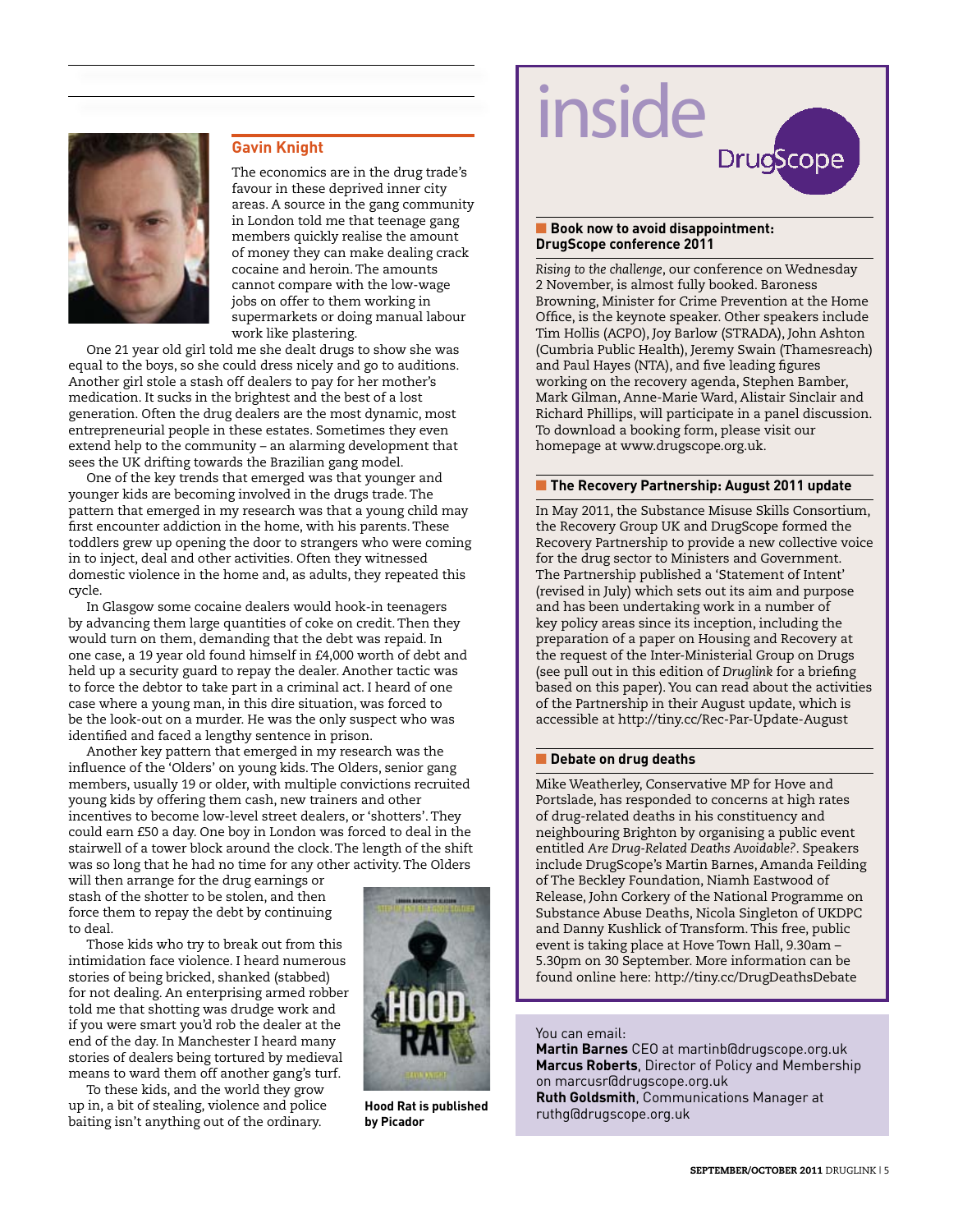## Gavin Knight

The economics are in the drug trade's favour in these deprived inner city areas. A source in the gang community in London told me that teenage gang members quickly realise the amount of money they can make dealing crack cocaine and heroin. The amounts cannot compare with the low-wage jobs on offer to them working in supermarkets or doing manual labour work like plastering.

One 21 year old girl told me she dealt drugs to show she was equal to the boys, so she could dress nicely and go to auditions. Another girl stole a stash off dealers to pay for her mother's medication. It sucks in the brightest and the best of a lost generation. Often the drug dealers are the most dynamic, most entrepreneurial people in these estates. Sometimes they even extend help to the community – an alarming development that sees the UK drifting towards the Brazilian gang model.

One of the key trends that emerged was that younger and younger kids are becoming involved in the drugs trade. The pattern that emerged in my research was that a young child may first encounter addiction in the home, with his parents. These toddlers grew up opening the door to strangers who were coming in to inject, deal and other activities. Often they witnessed domestic violence in the home and, as adults, they repeated this cycle.

In Glasgow some cocaine dealers would hook-in teenagers by advancing them large quantities of coke on credit. Then they would turn on them, demanding that the debt was repaid. In one case, a 19 year old found himself in £4,000 worth of debt and held up a security guard to repay the dealer. Another tactic was to force the debtor to take part in a criminal act. I heard of one case where a young man, in this dire situation, was forced to be the look-out on a murder. He was the only suspect who was identified and faced a lengthy sentence in prison.

Another key pattern that emerged in my research was the influence of the 'Olders' on young kids. The Olders, senior gang members, usually 19 or older, with multiple convictions recruited young kids by offering them cash, new trainers and other incentives to become low-level street dealers, or 'shotters'. They could earn £50 a day. One boy in London was forced to deal in the stairwell of a tower block around the clock. The length of the shift was so long that he had no time for any other activity. The Olders will then arrange for the drug earnings or stash of the shotter to be stolen, and then force them to repay the debt by continuing to deal.

Those kids who try to break out from this intimidation face violence. I heard numerous stories of being bricked, shanked (stabbed) for not dealing. An enterprising armed robber told me that shotting was drudge work and if you were smart you'd rob the dealer at the end of the day. In Manchester I heard many stories of dealers being tortured by medieval means to ward them off another gang's turf.

To these kids, and the world they grow up in, a bit of stealing, violence and police baiting isn't anything out of the ordinary.

**Hood Rat is published by Picador**

# inside DrugScope

### Book now to avoid disappointment: DrugScope conference 2011

*Rising to the challenge*, our conference on Wednesday 2 November, is almost fully booked. Baroness Browning, Minister for Crime Prevention at the Home Office, is the keynote speaker. Other speakers include Tim Hollis (ACPO), Joy Barlow (STRADA), John Ashton (Cumbria Public Health), Jeremy Swain (Thamesreach) and Paul Hayes (NTA), and five leading figures working on the recovery agenda, Stephen Bamber, Mark Gilman, Anne-Marie Ward, Alistair Sinclair and Richard Phillips, will participate in a panel discussion. To download a booking form, please visit our homepage at www.drugscope.org.uk.

### The Recovery Partnership: August 2011 update

In May 2011, the Substance Misuse Skills Consortium, the Recovery Group UK and DrugScope formed the Recovery Partnership to provide a new collective voice for the drug sector to Ministers and Government. The Partnership published a 'Statement of Intent' (revised in July) which sets out its aim and purpose and has been undertaking work in a number of key policy areas since its inception, including the preparation of a paper on Housing and Recovery at the request of the Inter-Ministerial Group on Drugs (see pull out in this edition of *Druglink* for a briefing based on this paper). You can read about the activities of the Partnership in their August update, which is accessible at http://tiny.cc/Rec-Par-Update-August

### Debate on drug deaths

Mike Weatherley, Conservative MP for Hove and Portslade, has responded to concerns at high rates of drug-related deaths in his constituency and neighbouring Brighton by organising a public event entitled *Are Drug-Related Deaths Avoidable?*. Speakers include DrugScope's Martin Barnes, Amanda Feilding of The Beckley Foundation, Niamh Eastwood of Release, John Corkery of the National Programme on Substance Abuse Deaths, Nicola Singleton of UKDPC and Danny Kushlick of Transform. This free, public event is taking place at Hove Town Hall, 9.30am – 5.30pm on 30 September. More information can be found online here: http://tiny.cc/DrugDeathsDebate

You can email:
**Martin Barnes** CEO at martinb@drugscope.org.uk
**Marcus Roberts**, Director of Policy and Membership on marcusr@drugscope.org.uk
**Ruth Goldsmith**, Communications Manager at ruthg@drugscope.org.uk